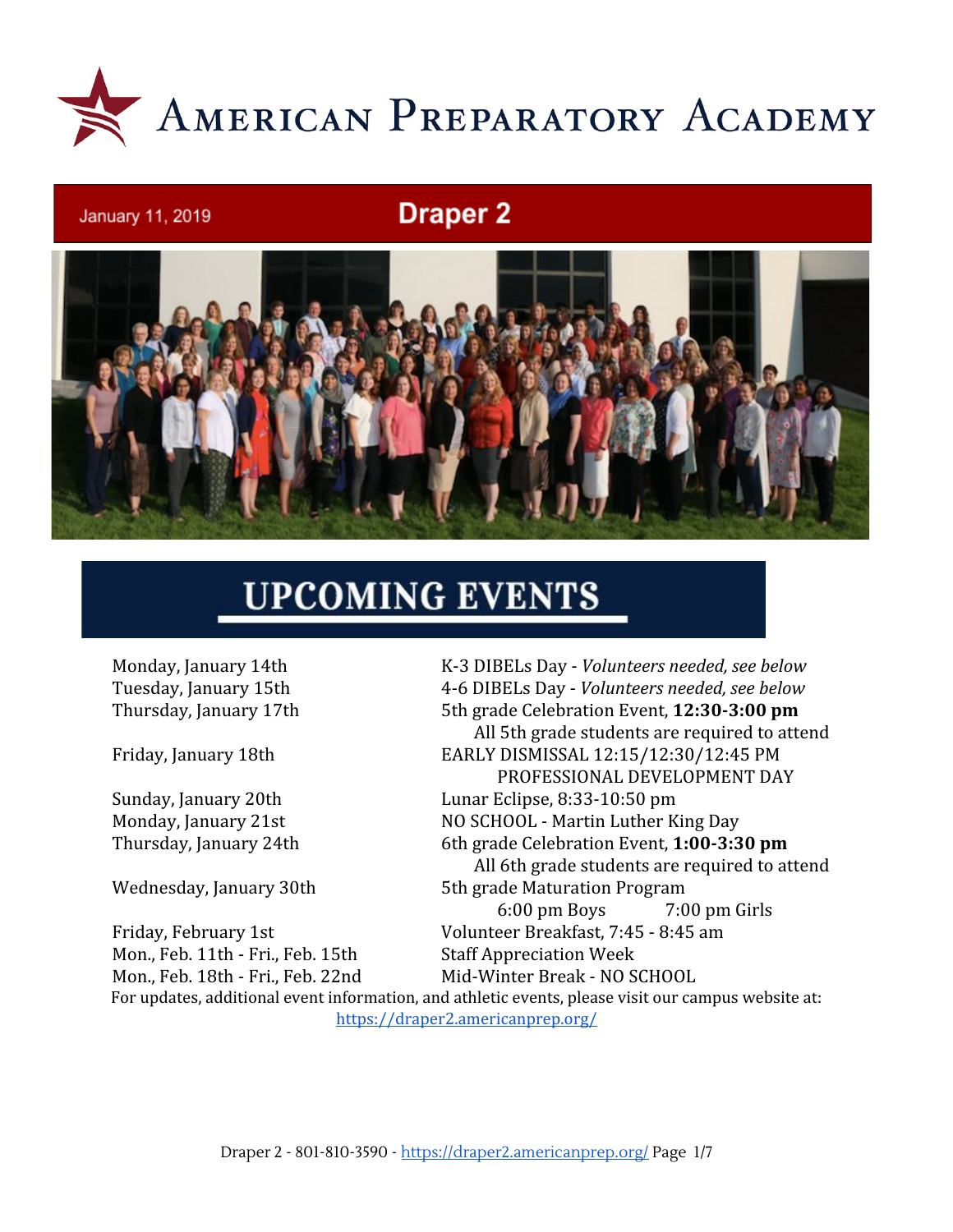# American Preparatory Academy

January 11, 2019

## Draper 2

## UPCOMING EVENTS

| | |
|---|---|
| Monday, January 14th | K-3 DIBELs Day - *Volunteers needed, see below* |
| Tuesday, January 15th | 4-6 DIBELs Day - *Volunteers needed, see below* |
| Thursday, January 17th | 5th grade Celebration Event, **12:30-3:00 pm**<br>All 5th grade students are required to attend |
| Friday, January 18th | EARLY DISMISSAL 12:15/12:30/12:45 PM<br>PROFESSIONAL DEVELOPMENT DAY |
| Sunday, January 20th | Lunar Eclipse, 8:33-10:50 pm |
| Monday, January 21st | NO SCHOOL - Martin Luther King Day |
| Thursday, January 24th | 6th grade Celebration Event, **1:00-3:30 pm**<br>All 6th grade students are required to attend |
| Wednesday, January 30th | 5th grade Maturation Program<br>6:00 pm Boys 7:00 pm Girls |
| Friday, February 1st | Volunteer Breakfast, 7:45 - 8:45 am |
| Mon., Feb. 11th - Fri., Feb. 15th | Staff Appreciation Week |
| Mon., Feb. 18th - Fri., Feb. 22nd | Mid-Winter Break - NO SCHOOL |

For updates, additional event information, and athletic events, please visit our campus website at: https://draper2.americanprep.org/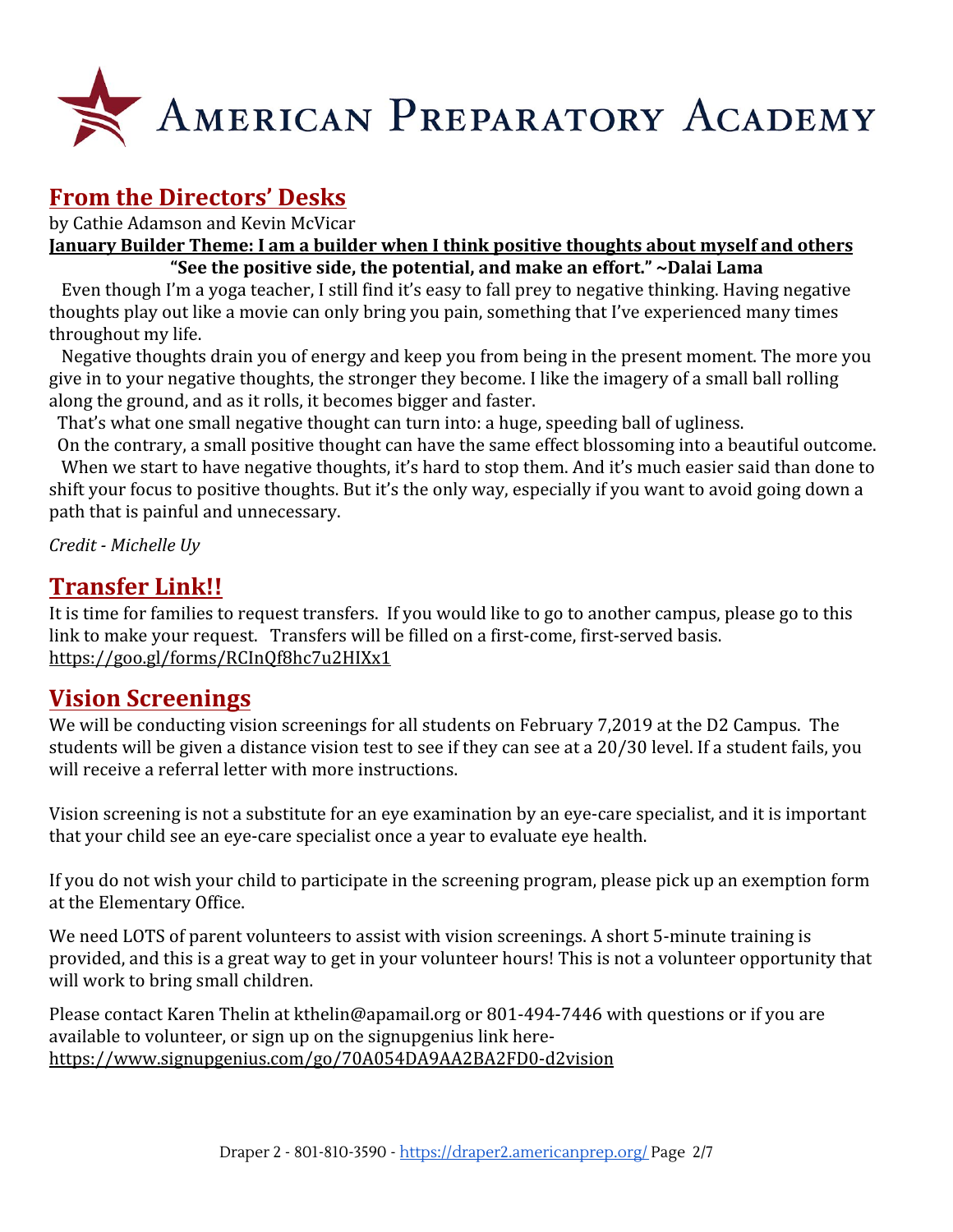# AMERICAN PREPARATORY ACADEMY

## From the Directors' Desks

by Cathie Adamson and Kevin McVicar

**January Builder Theme: I am a builder when I think positive thoughts about myself and others**

**"See the positive side, the potential, and make an effort." ~Dalai Lama**

Even though I'm a yoga teacher, I still find it's easy to fall prey to negative thinking. Having negative thoughts play out like a movie can only bring you pain, something that I've experienced many times throughout my life.

Negative thoughts drain you of energy and keep you from being in the present moment. The more you give in to your negative thoughts, the stronger they become. I like the imagery of a small ball rolling along the ground, and as it rolls, it becomes bigger and faster.

That's what one small negative thought can turn into: a huge, speeding ball of ugliness.

On the contrary, a small positive thought can have the same effect blossoming into a beautiful outcome.

When we start to have negative thoughts, it's hard to stop them. And it's much easier said than done to shift your focus to positive thoughts. But it's the only way, especially if you want to avoid going down a path that is painful and unnecessary.

*Credit - Michelle Uy*

## Transfer Link!!

It is time for families to request transfers. If you would like to go to another campus, please go to this link to make your request. Transfers will be filled on a first-come, first-served basis.
https://goo.gl/forms/RCInQf8hc7u2HIXx1

## Vision Screenings

We will be conducting vision screenings for all students on February 7,2019 at the D2 Campus. The students will be given a distance vision test to see if they can see at a 20/30 level. If a student fails, you will receive a referral letter with more instructions.

Vision screening is not a substitute for an eye examination by an eye-care specialist, and it is important that your child see an eye-care specialist once a year to evaluate eye health.

If you do not wish your child to participate in the screening program, please pick up an exemption form at the Elementary Office.

We need LOTS of parent volunteers to assist with vision screenings. A short 5-minute training is provided, and this is a great way to get in your volunteer hours! This is not a volunteer opportunity that will work to bring small children.

Please contact Karen Thelin at kthelin@apamail.org or 801-494-7446 with questions or if you are available to volunteer, or sign up on the signupgenius link here-
https://www.signupgenius.com/go/70A054DA9AA2BA2FD0-d2vision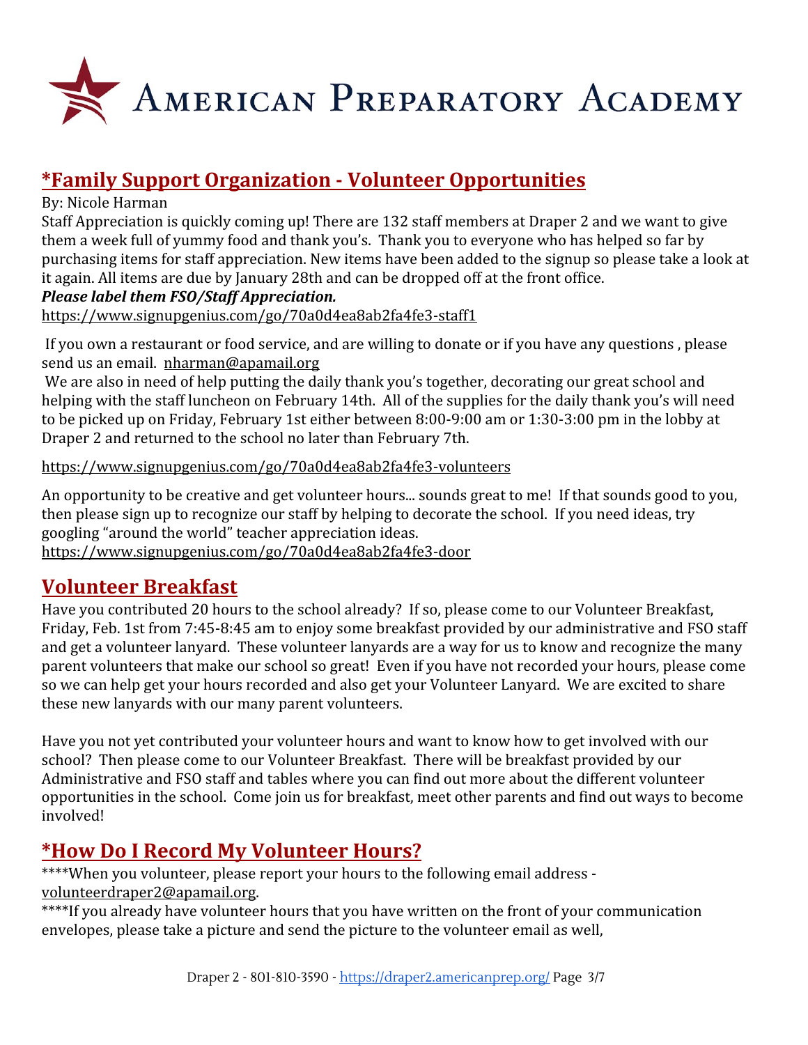# American Preparatory Academy

## *Family Support Organization - Volunteer Opportunities

By: Nicole Harman

Staff Appreciation is quickly coming up! There are 132 staff members at Draper 2 and we want to give them a week full of yummy food and thank you's. Thank you to everyone who has helped so far by purchasing items for staff appreciation. New items have been added to the signup so please take a look at it again. All items are due by January 28th and can be dropped off at the front office.

***Please label them FSO/Staff Appreciation.***

https://www.signupgenius.com/go/70a0d4ea8ab2fa4fe3-staff1

If you own a restaurant or food service, and are willing to donate or if you have any questions , please send us an email. nharman@apamail.org

We are also in need of help putting the daily thank you's together, decorating our great school and helping with the staff luncheon on February 14th. All of the supplies for the daily thank you's will need to be picked up on Friday, February 1st either between 8:00-9:00 am or 1:30-3:00 pm in the lobby at Draper 2 and returned to the school no later than February 7th.

https://www.signupgenius.com/go/70a0d4ea8ab2fa4fe3-volunteers

An opportunity to be creative and get volunteer hours... sounds great to me! If that sounds good to you, then please sign up to recognize our staff by helping to decorate the school. If you need ideas, try googling "around the world" teacher appreciation ideas.

https://www.signupgenius.com/go/70a0d4ea8ab2fa4fe3-door

## Volunteer Breakfast

Have you contributed 20 hours to the school already? If so, please come to our Volunteer Breakfast, Friday, Feb. 1st from 7:45-8:45 am to enjoy some breakfast provided by our administrative and FSO staff and get a volunteer lanyard. These volunteer lanyards are a way for us to know and recognize the many parent volunteers that make our school so great! Even if you have not recorded your hours, please come so we can help get your hours recorded and also get your Volunteer Lanyard. We are excited to share these new lanyards with our many parent volunteers.

Have you not yet contributed your volunteer hours and want to know how to get involved with our school? Then please come to our Volunteer Breakfast. There will be breakfast provided by our Administrative and FSO staff and tables where you can find out more about the different volunteer opportunities in the school. Come join us for breakfast, meet other parents and find out ways to become involved!

## *How Do I Record My Volunteer Hours?

****When you volunteer, please report your hours to the following email address - volunteerdraper2@apamail.org.

****If you already have volunteer hours that you have written on the front of your communication envelopes, please take a picture and send the picture to the volunteer email as well,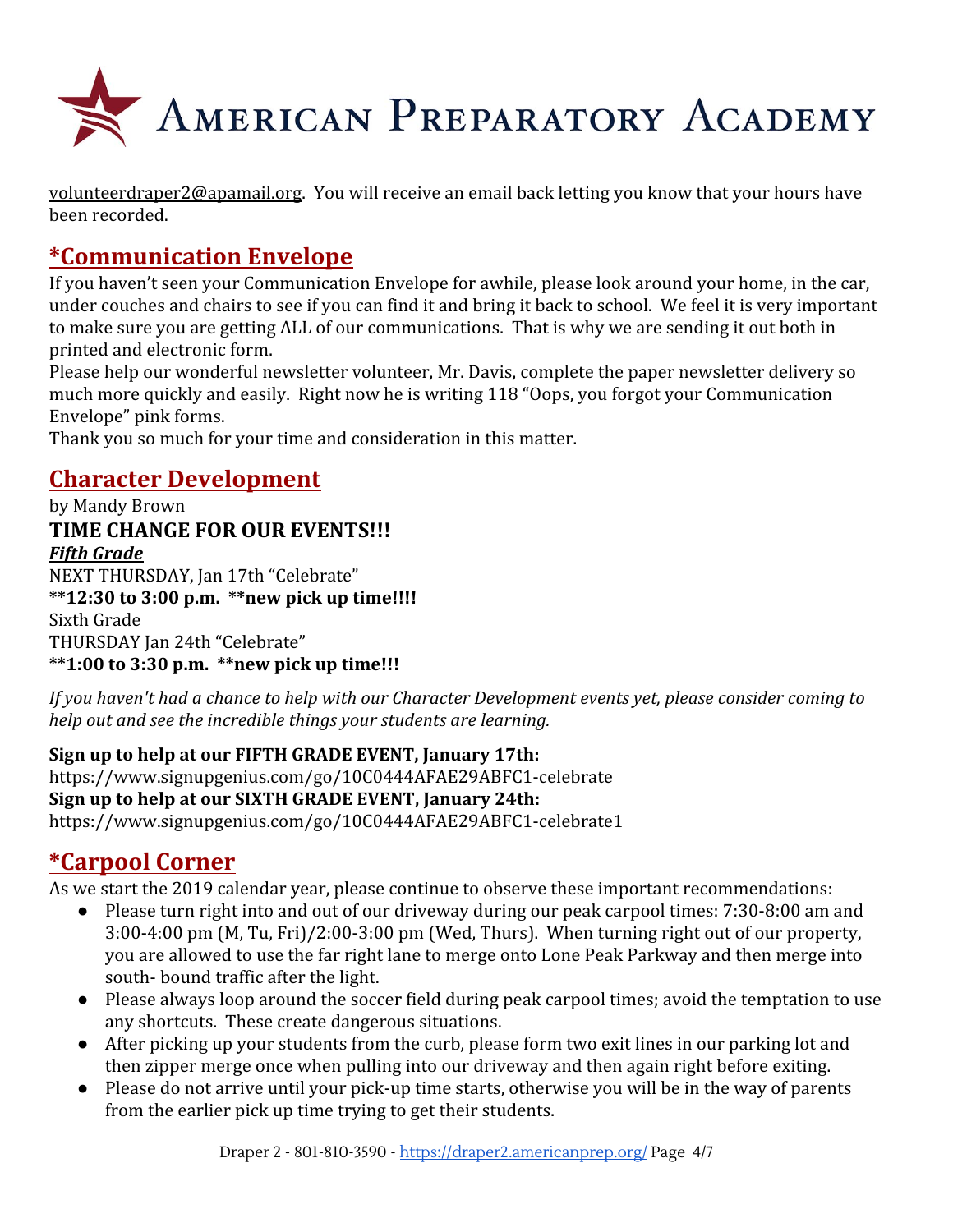volunteerdraper2@apamail.org.  You will receive an email back letting you know that your hours have been recorded.

## *Communication Envelope

If you haven't seen your Communication Envelope for awhile, please look around your home, in the car, under couches and chairs to see if you can find it and bring it back to school.  We feel it is very important to make sure you are getting ALL of our communications.  That is why we are sending it out both in printed and electronic form.

Please help our wonderful newsletter volunteer, Mr. Davis, complete the paper newsletter delivery so much more quickly and easily.  Right now he is writing 118 "Oops, you forgot your Communication Envelope" pink forms.

Thank you so much for your time and consideration in this matter.

## Character Development

by Mandy Brown

**TIME CHANGE FOR OUR EVENTS!!!**

***Fifth Grade***

NEXT THURSDAY, Jan 17th "Celebrate"

**\*\*12:30 to 3:00 p.m.  \*\*new pick up time!!!!**

Sixth Grade

THURSDAY Jan 24th "Celebrate"

**\*\*1:00 to 3:30 p.m.  \*\*new pick up time!!!**

*If you haven't had a chance to help with our Character Development events yet, please consider coming to help out and see the incredible things your students are learning.*

**Sign up to help at our FIFTH GRADE EVENT, January 17th:**
https://www.signupgenius.com/go/10C0444AFAE29ABFC1-celebrate

**Sign up to help at our SIXTH GRADE EVENT, January 24th:**
https://www.signupgenius.com/go/10C0444AFAE29ABFC1-celebrate1

## *Carpool Corner

As we start the 2019 calendar year, please continue to observe these important recommendations:

- Please turn right into and out of our driveway during our peak carpool times: 7:30-8:00 am and 3:00-4:00 pm (M, Tu, Fri)/2:00-3:00 pm (Wed, Thurs).  When turning right out of our property, you are allowed to use the far right lane to merge onto Lone Peak Parkway and then merge into south- bound traffic after the light.
- Please always loop around the soccer field during peak carpool times; avoid the temptation to use any shortcuts.  These create dangerous situations.
- After picking up your students from the curb, please form two exit lines in our parking lot and then zipper merge once when pulling into our driveway and then again right before exiting.
- Please do not arrive until your pick-up time starts, otherwise you will be in the way of parents from the earlier pick up time trying to get their students.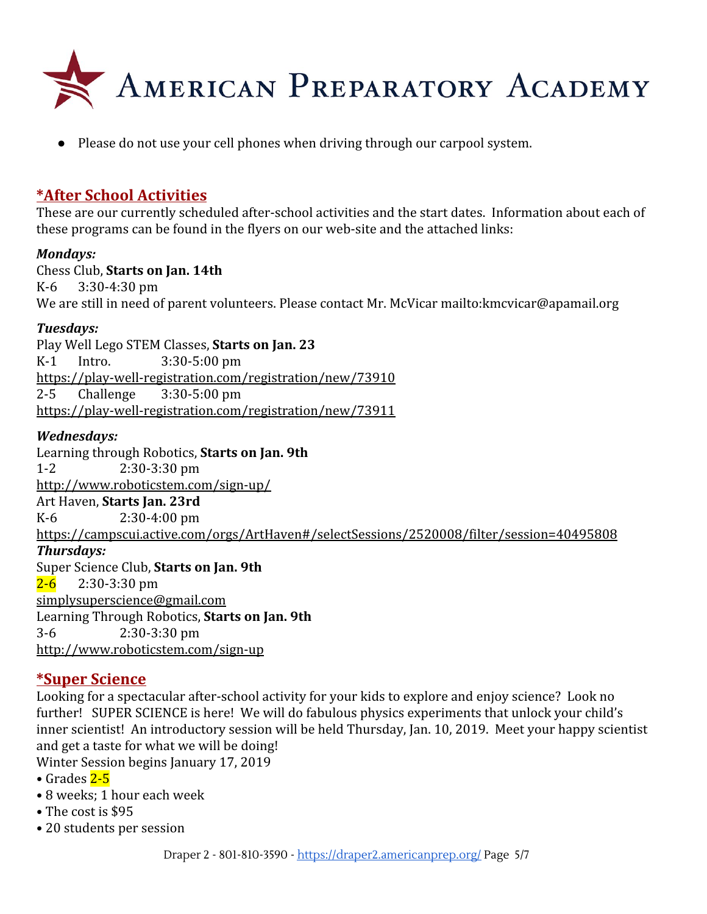- Please do not use your cell phones when driving through our carpool system.

## *After School Activities

These are our currently scheduled after-school activities and the start dates. Information about each of these programs can be found in the flyers on our web-site and the attached links:

***Mondays:***

Chess Club, **Starts on Jan. 14th**
K-6 3:30-4:30 pm
We are still in need of parent volunteers. Please contact Mr. McVicar mailto:kmcvicar@apamail.org

***Tuesdays:***

Play Well Lego STEM Classes, **Starts on Jan. 23**
K-1 Intro. 3:30-5:00 pm
https://play-well-registration.com/registration/new/73910
2-5 Challenge 3:30-5:00 pm
https://play-well-registration.com/registration/new/73911

***Wednesdays:***

Learning through Robotics, **Starts on Jan. 9th**
1-2 2:30-3:30 pm
http://www.roboticstem.com/sign-up/
Art Haven, **Starts Jan. 23rd**
K-6 2:30-4:00 pm
https://campscui.active.com/orgs/ArtHaven#/selectSessions/2520008/filter/session=40495808

***Thursdays:***

Super Science Club, **Starts on Jan. 9th**
2-6 2:30-3:30 pm
simplysuperscience@gmail.com
Learning Through Robotics, **Starts on Jan. 9th**
3-6 2:30-3:30 pm
http://www.roboticstem.com/sign-up

## *Super Science

Looking for a spectacular after-school activity for your kids to explore and enjoy science? Look no further! SUPER SCIENCE is here! We will do fabulous physics experiments that unlock your child's inner scientist! An introductory session will be held Thursday, Jan. 10, 2019. Meet your happy scientist and get a taste for what we will be doing!
Winter Session begins January 17, 2019

- Grades 2-5
- 8 weeks; 1 hour each week
- The cost is $95
- 20 students per session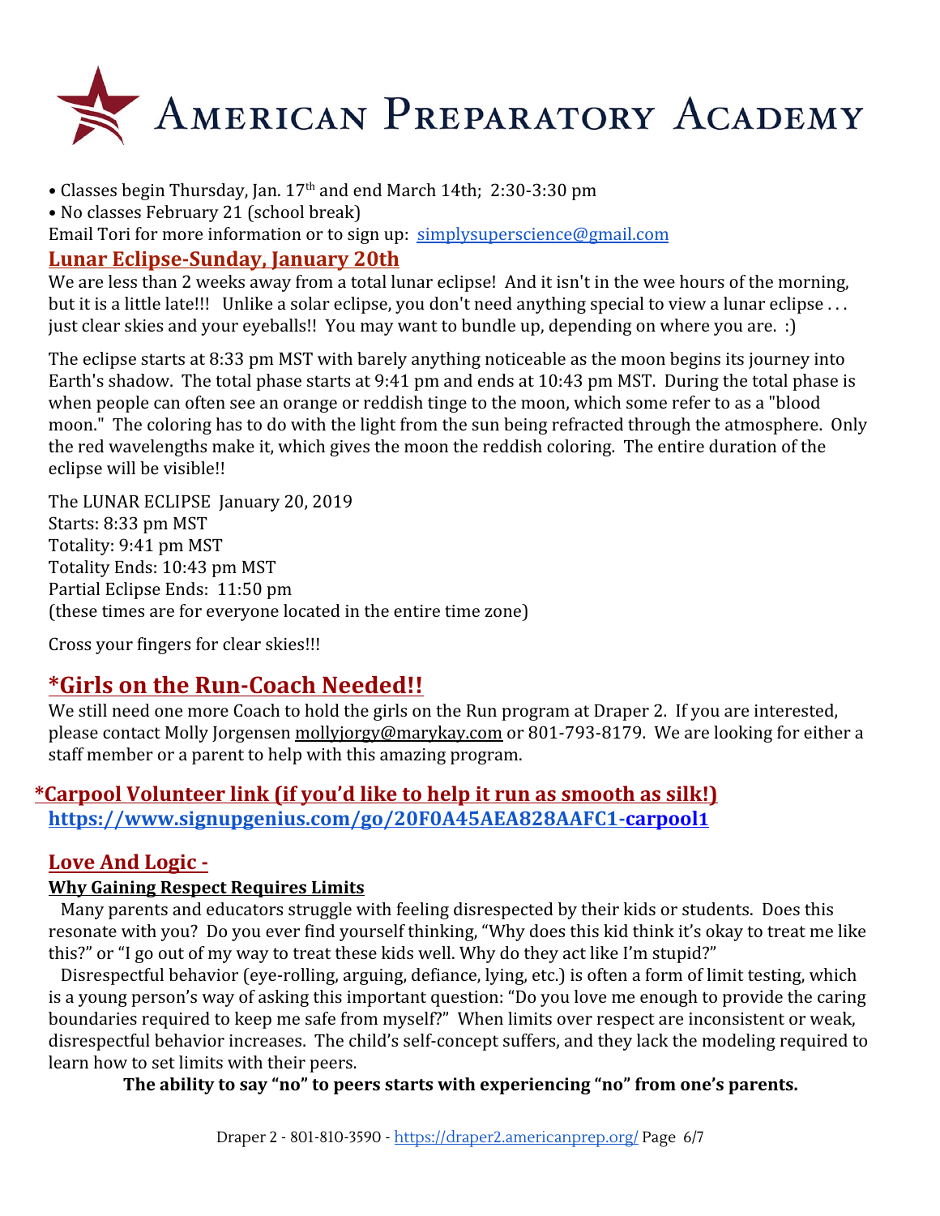# AMERICAN PREPARATORY ACADEMY

- Classes begin Thursday, Jan. 17th and end March 14th; 2:30-3:30 pm
- No classes February 21 (school break)

Email Tori for more information or to sign up: simplysuperscience@gmail.com

## Lunar Eclipse-Sunday, January 20th

We are less than 2 weeks away from a total lunar eclipse! And it isn't in the wee hours of the morning, but it is a little late!!! Unlike a solar eclipse, you don't need anything special to view a lunar eclipse . . . just clear skies and your eyeballs!! You may want to bundle up, depending on where you are. :)

The eclipse starts at 8:33 pm MST with barely anything noticeable as the moon begins its journey into Earth's shadow. The total phase starts at 9:41 pm and ends at 10:43 pm MST. During the total phase is when people can often see an orange or reddish tinge to the moon, which some refer to as a "blood moon." The coloring has to do with the light from the sun being refracted through the atmosphere. Only the red wavelengths make it, which gives the moon the reddish coloring. The entire duration of the eclipse will be visible!!

The LUNAR ECLIPSE January 20, 2019
Starts: 8:33 pm MST
Totality: 9:41 pm MST
Totality Ends: 10:43 pm MST
Partial Eclipse Ends: 11:50 pm
(these times are for everyone located in the entire time zone)

Cross your fingers for clear skies!!!

## *Girls on the Run-Coach Needed!!

We still need one more Coach to hold the girls on the Run program at Draper 2. If you are interested, please contact Molly Jorgensen mollyjorgy@marykay.com or 801-793-8179. We are looking for either a staff member or a parent to help with this amazing program.

## *Carpool Volunteer link (if you'd like to help it run as smooth as silk!)

**https://www.signupgenius.com/go/20F0A45AEA828AAFC1-carpool1**

## Love And Logic -

### Why Gaining Respect Requires Limits

Many parents and educators struggle with feeling disrespected by their kids or students. Does this resonate with you? Do you ever find yourself thinking, "Why does this kid think it's okay to treat me like this?" or "I go out of my way to treat these kids well. Why do they act like I'm stupid?"

Disrespectful behavior (eye-rolling, arguing, defiance, lying, etc.) is often a form of limit testing, which is a young person's way of asking this important question: "Do you love me enough to provide the caring boundaries required to keep me safe from myself?" When limits over respect are inconsistent or weak, disrespectful behavior increases. The child's self-concept suffers, and they lack the modeling required to learn how to set limits with their peers.

**The ability to say "no" to peers starts with experiencing "no" from one's parents.**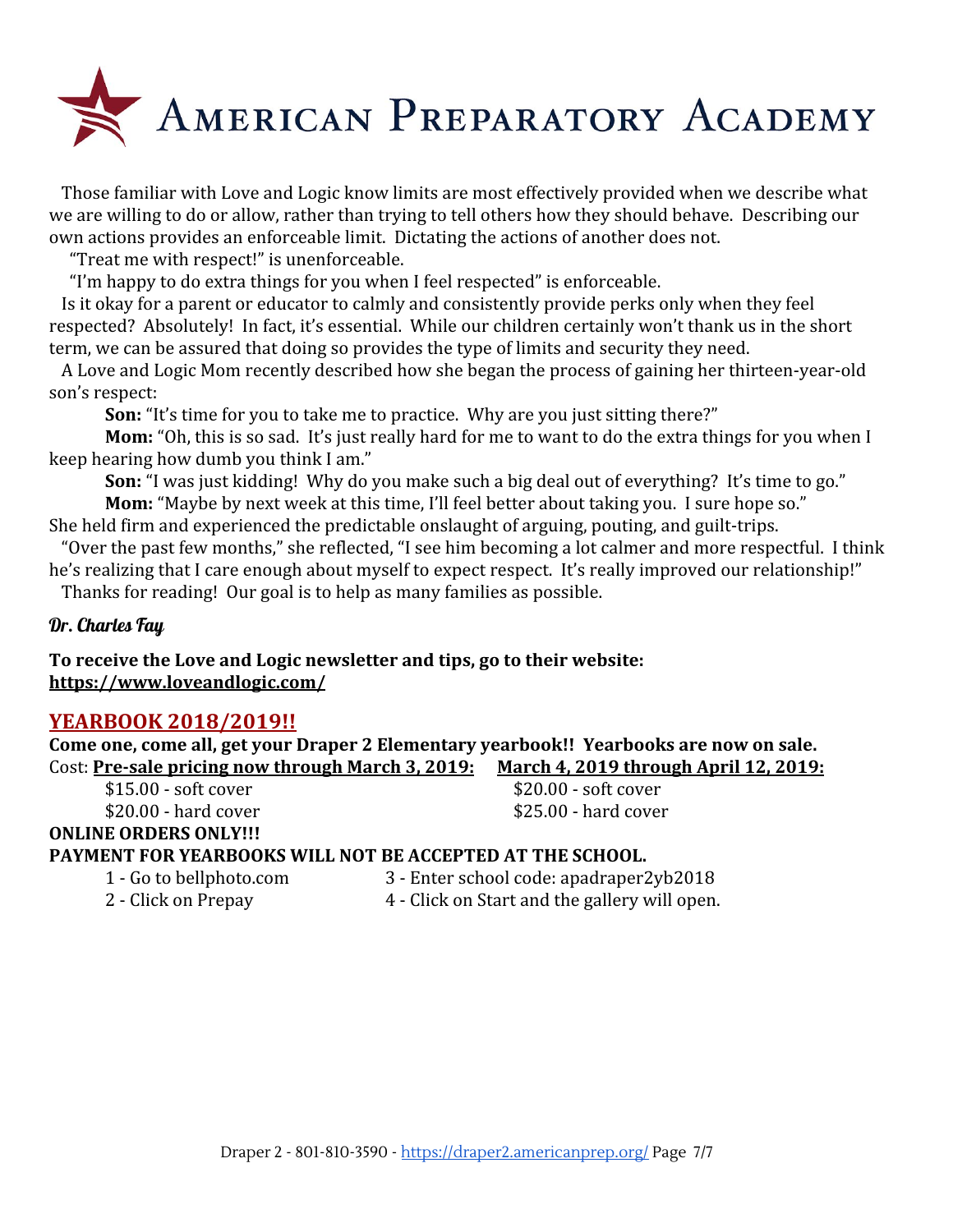# American Preparatory Academy

Those familiar with Love and Logic know limits are most effectively provided when we describe what we are willing to do or allow, rather than trying to tell others how they should behave. Describing our own actions provides an enforceable limit. Dictating the actions of another does not.

"Treat me with respect!" is unenforceable.

"I'm happy to do extra things for you when I feel respected" is enforceable.

Is it okay for a parent or educator to calmly and consistently provide perks only when they feel respected? Absolutely! In fact, it's essential. While our children certainly won't thank us in the short term, we can be assured that doing so provides the type of limits and security they need.

A Love and Logic Mom recently described how she began the process of gaining her thirteen-year-old son's respect:

**Son:** "It's time for you to take me to practice. Why are you just sitting there?"

**Mom:** "Oh, this is so sad. It's just really hard for me to want to do the extra things for you when I keep hearing how dumb you think I am."

**Son:** "I was just kidding! Why do you make such a big deal out of everything? It's time to go."

**Mom:** "Maybe by next week at this time, I'll feel better about taking you. I sure hope so."

She held firm and experienced the predictable onslaught of arguing, pouting, and guilt-trips.

"Over the past few months," she reflected, "I see him becoming a lot calmer and more respectful. I think he's realizing that I care enough about myself to expect respect. It's really improved our relationship!"

Thanks for reading! Our goal is to help as many families as possible.

**Dr. Charles Fay**

**To receive the Love and Logic newsletter and tips, go to their website: https://www.loveandlogic.com/**

## YEARBOOK 2018/2019!!

**Come one, come all, get your Draper 2 Elementary yearbook!! Yearbooks are now on sale.**

Cost: **Pre-sale pricing now through March 3, 2019:**
- $15.00 - soft cover
- $20.00 - hard cover

**March 4, 2019 through April 12, 2019:**
- $20.00 - soft cover
- $25.00 - hard cover

**ONLINE ORDERS ONLY!!!**

**PAYMENT FOR YEARBOOKS WILL NOT BE ACCEPTED AT THE SCHOOL.**

1 - Go to bellphoto.com
2 - Click on Prepay
3 - Enter school code: apadraper2yb2018
4 - Click on Start and the gallery will open.